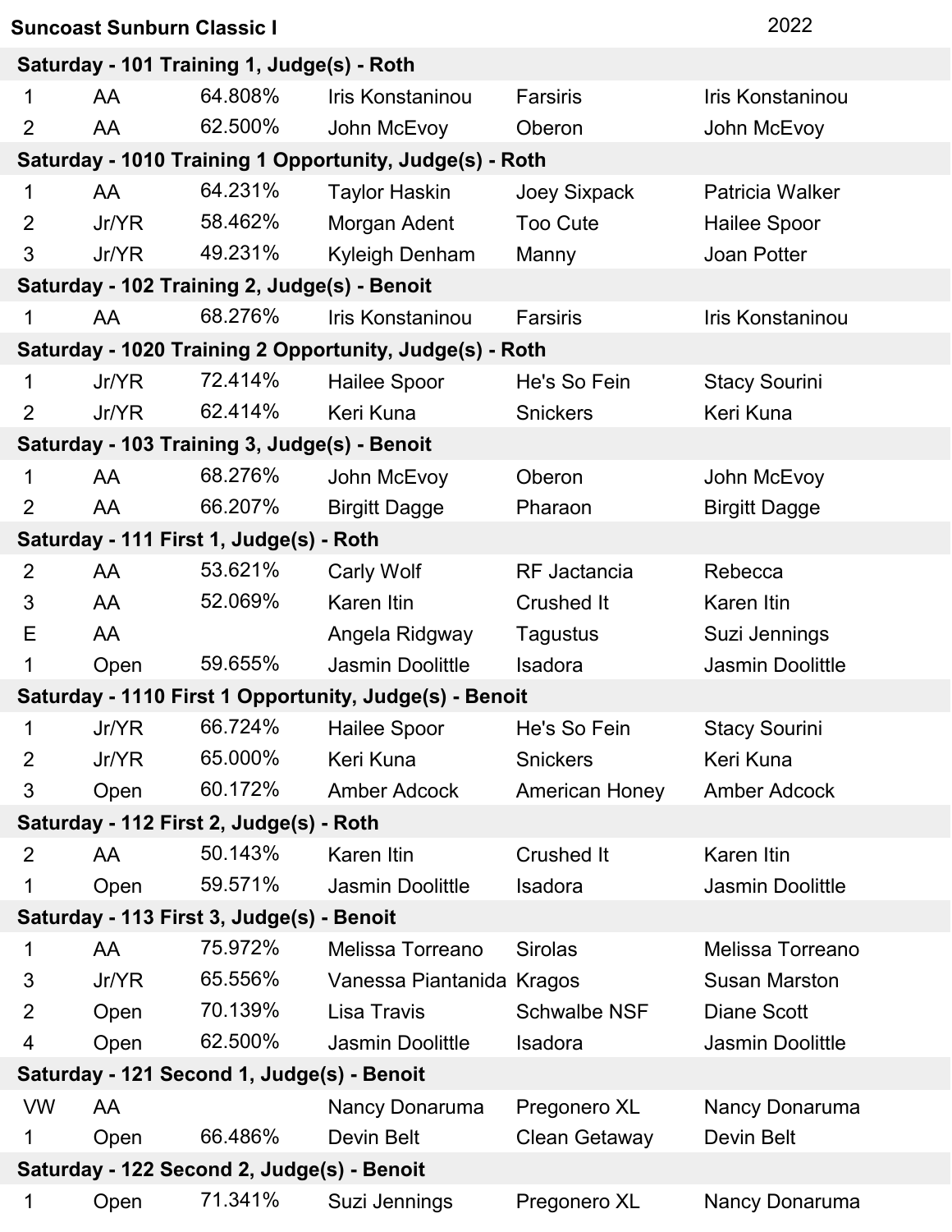**Suncoast Sunburn Classic I** 2022

| | | | | | |
|---|---|---|---|---|---|
| **Saturday - 101 Training 1, Judge(s) - Roth** | | | | | |
| 1 | AA | 64.808% | Iris Konstaninou | Farsiris | Iris Konstaninou |
| 2 | AA | 62.500% | John McEvoy | Oberon | John McEvoy |
| **Saturday - 1010 Training 1 Opportunity, Judge(s) - Roth** | | | | | |
| 1 | AA | 64.231% | Taylor Haskin | Joey Sixpack | Patricia Walker |
| 2 | Jr/YR | 58.462% | Morgan Adent | Too Cute | Hailee Spoor |
| 3 | Jr/YR | 49.231% | Kyleigh Denham | Manny | Joan Potter |
| **Saturday - 102 Training 2, Judge(s) - Benoit** | | | | | |
| 1 | AA | 68.276% | Iris Konstaninou | Farsiris | Iris Konstaninou |
| **Saturday - 1020 Training 2 Opportunity, Judge(s) - Roth** | | | | | |
| 1 | Jr/YR | 72.414% | Hailee Spoor | He's So Fein | Stacy Sourini |
| 2 | Jr/YR | 62.414% | Keri Kuna | Snickers | Keri Kuna |
| **Saturday - 103 Training 3, Judge(s) - Benoit** | | | | | |
| 1 | AA | 68.276% | John McEvoy | Oberon | John McEvoy |
| 2 | AA | 66.207% | Birgitt Dagge | Pharaon | Birgitt Dagge |
| **Saturday - 111 First 1, Judge(s) - Roth** | | | | | |
| 2 | AA | 53.621% | Carly Wolf | RF Jactancia | Rebecca |
| 3 | AA | 52.069% | Karen Itin | Crushed It | Karen Itin |
| E | AA | | Angela Ridgway | Tagustus | Suzi Jennings |
| 1 | Open | 59.655% | Jasmin Doolittle | Isadora | Jasmin Doolittle |
| **Saturday - 1110 First 1 Opportunity, Judge(s) - Benoit** | | | | | |
| 1 | Jr/YR | 66.724% | Hailee Spoor | He's So Fein | Stacy Sourini |
| 2 | Jr/YR | 65.000% | Keri Kuna | Snickers | Keri Kuna |
| 3 | Open | 60.172% | Amber Adcock | American Honey | Amber Adcock |
| **Saturday - 112 First 2, Judge(s) - Roth** | | | | | |
| 2 | AA | 50.143% | Karen Itin | Crushed It | Karen Itin |
| 1 | Open | 59.571% | Jasmin Doolittle | Isadora | Jasmin Doolittle |
| **Saturday - 113 First 3, Judge(s) - Benoit** | | | | | |
| 1 | AA | 75.972% | Melissa Torreano | Sirolas | Melissa Torreano |
| 3 | Jr/YR | 65.556% | Vanessa Piantanida | Kragos | Susan Marston |
| 2 | Open | 70.139% | Lisa Travis | Schwalbe NSF | Diane Scott |
| 4 | Open | 62.500% | Jasmin Doolittle | Isadora | Jasmin Doolittle |
| **Saturday - 121 Second 1, Judge(s) - Benoit** | | | | | |
| VW | AA | | Nancy Donaruma | Pregonero XL | Nancy Donaruma |
| 1 | Open | 66.486% | Devin Belt | Clean Getaway | Devin Belt |
| **Saturday - 122 Second 2, Judge(s) - Benoit** | | | | | |
| 1 | Open | 71.341% | Suzi Jennings | Pregonero XL | Nancy Donaruma |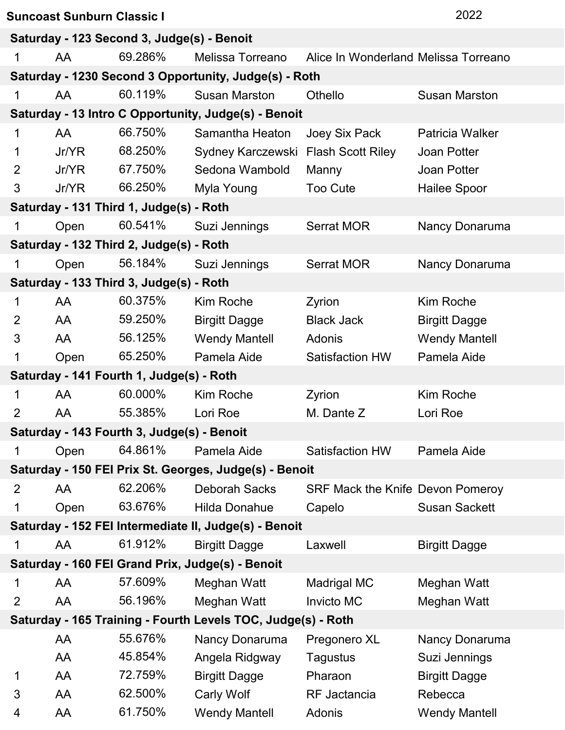**Suncoast Sunburn Classic I** 2022

| Place | Division | Score | Rider | Horse | Owner |
|---|---|---|---|---|---|
| **Saturday - 123 Second 3, Judge(s) - Benoit** | | | | | |
| 1 | AA | 69.286% | Melissa Torreano | Alice In Wonderland | Melissa Torreano |
| **Saturday - 1230 Second 3 Opportunity, Judge(s) - Roth** | | | | | |
| 1 | AA | 60.119% | Susan Marston | Othello | Susan Marston |
| **Saturday - 13 Intro C Opportunity, Judge(s) - Benoit** | | | | | |
| 1 | AA | 66.750% | Samantha Heaton | Joey Six Pack | Patricia Walker |
| 1 | Jr/YR | 68.250% | Sydney Karczewski | Flash Scott Riley | Joan Potter |
| 2 | Jr/YR | 67.750% | Sedona Wambold | Manny | Joan Potter |
| 3 | Jr/YR | 66.250% | Myla Young | Too Cute | Hailee Spoor |
| **Saturday - 131 Third 1, Judge(s) - Roth** | | | | | |
| 1 | Open | 60.541% | Suzi Jennings | Serrat MOR | Nancy Donaruma |
| **Saturday - 132 Third 2, Judge(s) - Roth** | | | | | |
| 1 | Open | 56.184% | Suzi Jennings | Serrat MOR | Nancy Donaruma |
| **Saturday - 133 Third 3, Judge(s) - Roth** | | | | | |
| 1 | AA | 60.375% | Kim Roche | Zyrion | Kim Roche |
| 2 | AA | 59.250% | Birgitt Dagge | Black Jack | Birgitt Dagge |
| 3 | AA | 56.125% | Wendy Mantell | Adonis | Wendy Mantell |
| 1 | Open | 65.250% | Pamela Aide | Satisfaction HW | Pamela Aide |
| **Saturday - 141 Fourth 1, Judge(s) - Roth** | | | | | |
| 1 | AA | 60.000% | Kim Roche | Zyrion | Kim Roche |
| 2 | AA | 55.385% | Lori Roe | M. Dante Z | Lori Roe |
| **Saturday - 143 Fourth 3, Judge(s) - Benoit** | | | | | |
| 1 | Open | 64.861% | Pamela Aide | Satisfaction HW | Pamela Aide |
| **Saturday - 150 FEI Prix St. Georges, Judge(s) - Benoit** | | | | | |
| 2 | AA | 62.206% | Deborah Sacks | SRF Mack the Knife | Devon Pomeroy |
| 1 | Open | 63.676% | Hilda Donahue | Capelo | Susan Sackett |
| **Saturday - 152 FEI Intermediate II, Judge(s) - Benoit** | | | | | |
| 1 | AA | 61.912% | Birgitt Dagge | Laxwell | Birgitt Dagge |
| **Saturday - 160 FEI Grand Prix, Judge(s) - Benoit** | | | | | |
| 1 | AA | 57.609% | Meghan Watt | Madrigal MC | Meghan Watt |
| 2 | AA | 56.196% | Meghan Watt | Invicto MC | Meghan Watt |
| **Saturday - 165 Training - Fourth Levels TOC, Judge(s) - Roth** | | | | | |
| | AA | 55.676% | Nancy Donaruma | Pregonero XL | Nancy Donaruma |
| | AA | 45.854% | Angela Ridgway | Tagustus | Suzi Jennings |
| 1 | AA | 72.759% | Birgitt Dagge | Pharaon | Birgitt Dagge |
| 3 | AA | 62.500% | Carly Wolf | RF Jactancia | Rebecca |
| 4 | AA | 61.750% | Wendy Mantell | Adonis | Wendy Mantell |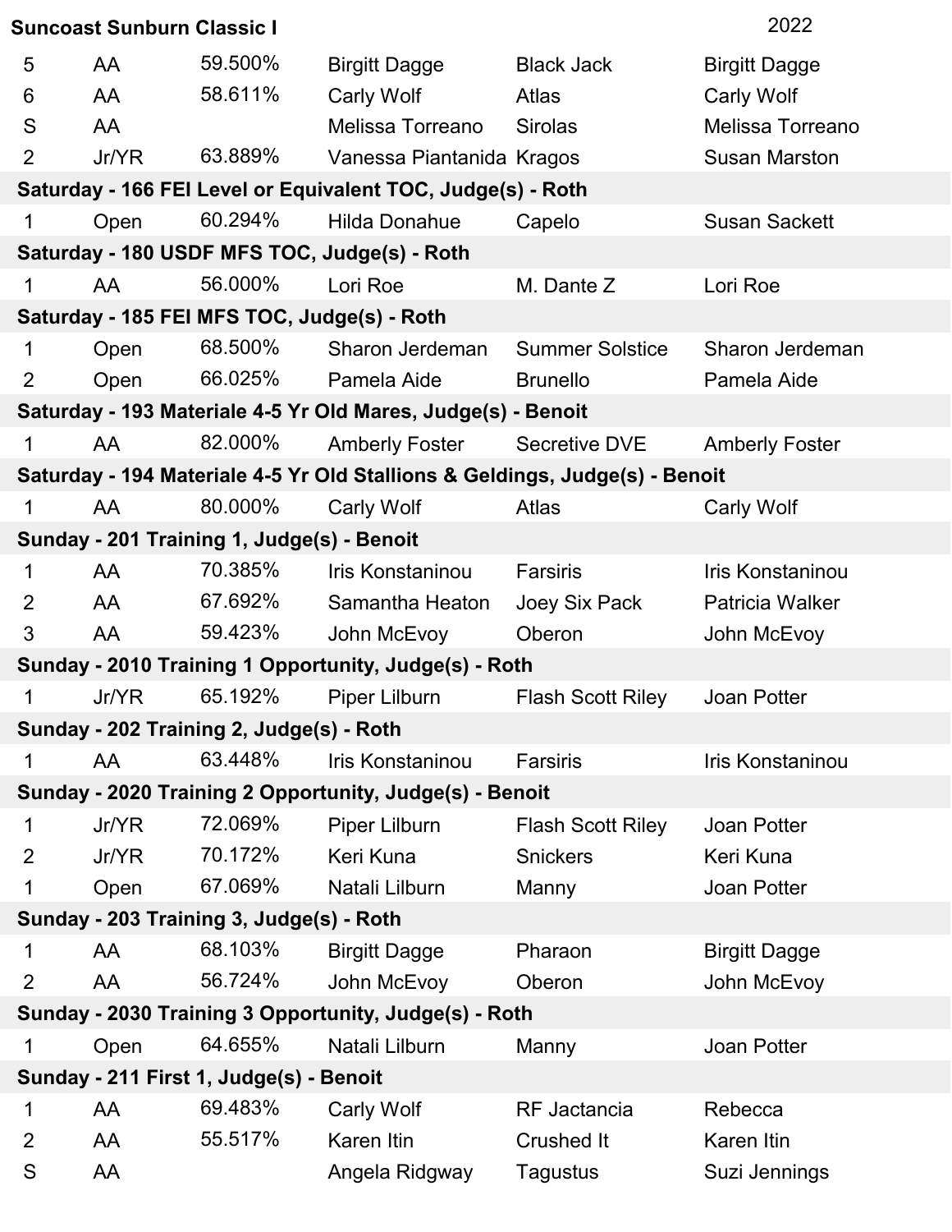**Suncoast Sunburn Classic I** 2022

| | | | | | |
|---|---|---|---|---|---|
| 5 | AA | 59.500% | Birgitt Dagge | Black Jack | Birgitt Dagge |
| 6 | AA | 58.611% | Carly Wolf | Atlas | Carly Wolf |
| S | AA | | Melissa Torreano | Sirolas | Melissa Torreano |
| 2 | Jr/YR | 63.889% | Vanessa Piantanida | Kragos | Susan Marston |
| **Saturday - 166 FEI Level or Equivalent TOC, Judge(s) - Roth** | | | | | |
| 1 | Open | 60.294% | Hilda Donahue | Capelo | Susan Sackett |
| **Saturday - 180 USDF MFS TOC, Judge(s) - Roth** | | | | | |
| 1 | AA | 56.000% | Lori Roe | M. Dante Z | Lori Roe |
| **Saturday - 185 FEI MFS TOC, Judge(s) - Roth** | | | | | |
| 1 | Open | 68.500% | Sharon Jerdeman | Summer Solstice | Sharon Jerdeman |
| 2 | Open | 66.025% | Pamela Aide | Brunello | Pamela Aide |
| **Saturday - 193 Materiale 4-5 Yr Old Mares, Judge(s) - Benoit** | | | | | |
| 1 | AA | 82.000% | Amberly Foster | Secretive DVE | Amberly Foster |
| **Saturday - 194 Materiale 4-5 Yr Old Stallions & Geldings, Judge(s) - Benoit** | | | | | |
| 1 | AA | 80.000% | Carly Wolf | Atlas | Carly Wolf |
| **Sunday - 201 Training 1, Judge(s) - Benoit** | | | | | |
| 1 | AA | 70.385% | Iris Konstaninou | Farsiris | Iris Konstaninou |
| 2 | AA | 67.692% | Samantha Heaton | Joey Six Pack | Patricia Walker |
| 3 | AA | 59.423% | John McEvoy | Oberon | John McEvoy |
| **Sunday - 2010 Training 1 Opportunity, Judge(s) - Roth** | | | | | |
| 1 | Jr/YR | 65.192% | Piper Lilburn | Flash Scott Riley | Joan Potter |
| **Sunday - 202 Training 2, Judge(s) - Roth** | | | | | |
| 1 | AA | 63.448% | Iris Konstaninou | Farsiris | Iris Konstaninou |
| **Sunday - 2020 Training 2 Opportunity, Judge(s) - Benoit** | | | | | |
| 1 | Jr/YR | 72.069% | Piper Lilburn | Flash Scott Riley | Joan Potter |
| 2 | Jr/YR | 70.172% | Keri Kuna | Snickers | Keri Kuna |
| 1 | Open | 67.069% | Natali Lilburn | Manny | Joan Potter |
| **Sunday - 203 Training 3, Judge(s) - Roth** | | | | | |
| 1 | AA | 68.103% | Birgitt Dagge | Pharaon | Birgitt Dagge |
| 2 | AA | 56.724% | John McEvoy | Oberon | John McEvoy |
| **Sunday - 2030 Training 3 Opportunity, Judge(s) - Roth** | | | | | |
| 1 | Open | 64.655% | Natali Lilburn | Manny | Joan Potter |
| **Sunday - 211 First 1, Judge(s) - Benoit** | | | | | |
| 1 | AA | 69.483% | Carly Wolf | RF Jactancia | Rebecca |
| 2 | AA | 55.517% | Karen Itin | Crushed It | Karen Itin |
| S | AA | | Angela Ridgway | Tagustus | Suzi Jennings |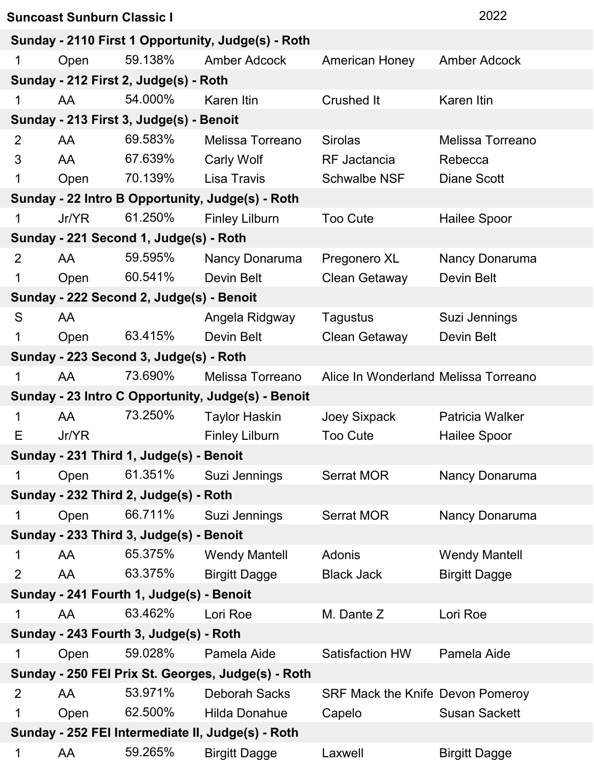**Suncoast Sunburn Classic I** 2022

| | | | | | |
|---|---|---|---|---|---|
| **Sunday - 2110 First 1 Opportunity, Judge(s) - Roth** | | | | | |
| 1 | Open | 59.138% | Amber Adcock | American Honey | Amber Adcock |
| **Sunday - 212 First 2, Judge(s) - Roth** | | | | | |
| 1 | AA | 54.000% | Karen Itin | Crushed It | Karen Itin |
| **Sunday - 213 First 3, Judge(s) - Benoit** | | | | | |
| 2 | AA | 69.583% | Melissa Torreano | Sirolas | Melissa Torreano |
| 3 | AA | 67.639% | Carly Wolf | RF Jactancia | Rebecca |
| 1 | Open | 70.139% | Lisa Travis | Schwalbe NSF | Diane Scott |
| **Sunday - 22 Intro B Opportunity, Judge(s) - Roth** | | | | | |
| 1 | Jr/YR | 61.250% | Finley Lilburn | Too Cute | Hailee Spoor |
| **Sunday - 221 Second 1, Judge(s) - Roth** | | | | | |
| 2 | AA | 59.595% | Nancy Donaruma | Pregonero XL | Nancy Donaruma |
| 1 | Open | 60.541% | Devin Belt | Clean Getaway | Devin Belt |
| **Sunday - 222 Second 2, Judge(s) - Benoit** | | | | | |
| S | AA | | Angela Ridgway | Tagustus | Suzi Jennings |
| 1 | Open | 63.415% | Devin Belt | Clean Getaway | Devin Belt |
| **Sunday - 223 Second 3, Judge(s) - Roth** | | | | | |
| 1 | AA | 73.690% | Melissa Torreano | Alice In Wonderland | Melissa Torreano |
| **Sunday - 23 Intro C Opportunity, Judge(s) - Benoit** | | | | | |
| 1 | AA | 73.250% | Taylor Haskin | Joey Sixpack | Patricia Walker |
| E | Jr/YR | | Finley Lilburn | Too Cute | Hailee Spoor |
| **Sunday - 231 Third 1, Judge(s) - Benoit** | | | | | |
| 1 | Open | 61.351% | Suzi Jennings | Serrat MOR | Nancy Donaruma |
| **Sunday - 232 Third 2, Judge(s) - Roth** | | | | | |
| 1 | Open | 66.711% | Suzi Jennings | Serrat MOR | Nancy Donaruma |
| **Sunday - 233 Third 3, Judge(s) - Benoit** | | | | | |
| 1 | AA | 65.375% | Wendy Mantell | Adonis | Wendy Mantell |
| 2 | AA | 63.375% | Birgitt Dagge | Black Jack | Birgitt Dagge |
| **Sunday - 241 Fourth 1, Judge(s) - Benoit** | | | | | |
| 1 | AA | 63.462% | Lori Roe | M. Dante Z | Lori Roe |
| **Sunday - 243 Fourth 3, Judge(s) - Roth** | | | | | |
| 1 | Open | 59.028% | Pamela Aide | Satisfaction HW | Pamela Aide |
| **Sunday - 250 FEI Prix St. Georges, Judge(s) - Roth** | | | | | |
| 2 | AA | 53.971% | Deborah Sacks | SRF Mack the Knife | Devon Pomeroy |
| 1 | Open | 62.500% | Hilda Donahue | Capelo | Susan Sackett |
| **Sunday - 252 FEI Intermediate II, Judge(s) - Roth** | | | | | |
| 1 | AA | 59.265% | Birgitt Dagge | Laxwell | Birgitt Dagge |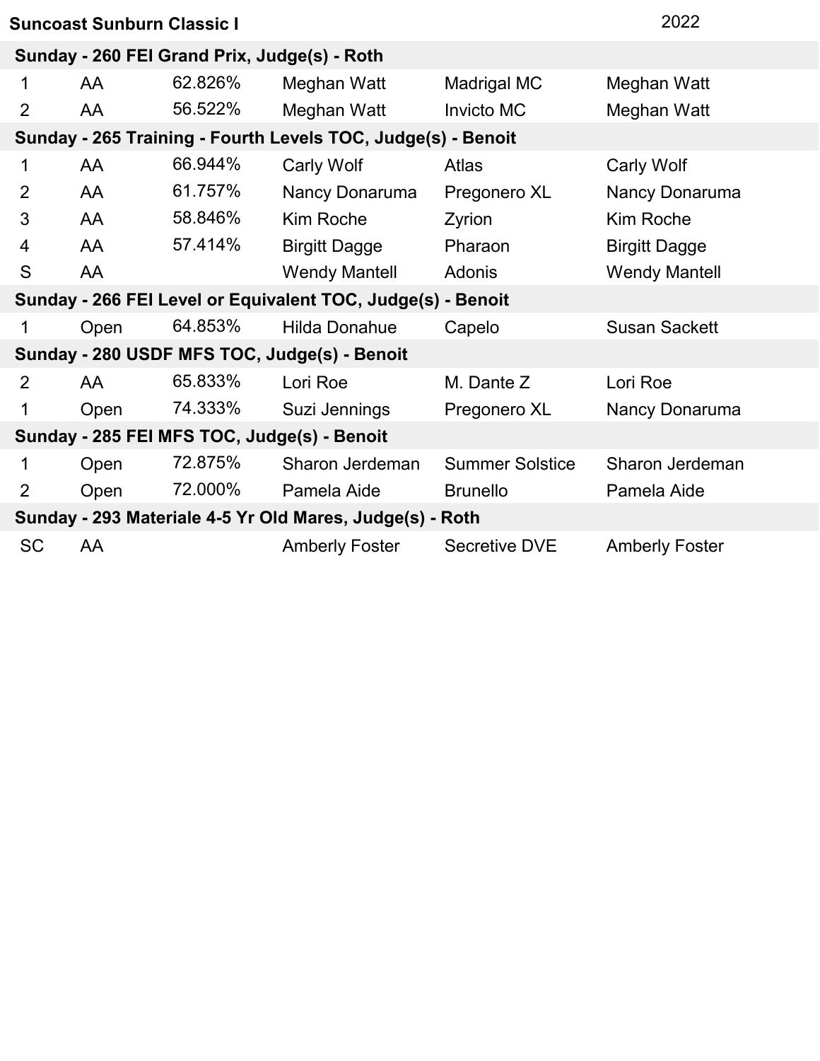**Suncoast Sunburn Classic I** 2022

| | | | | | |
|---|---|---|---|---|---|
| **Sunday - 260 FEI Grand Prix, Judge(s) - Roth** | | | | | |
| 1 | AA | 62.826% | Meghan Watt | Madrigal MC | Meghan Watt |
| 2 | AA | 56.522% | Meghan Watt | Invicto MC | Meghan Watt |
| **Sunday - 265 Training - Fourth Levels TOC, Judge(s) - Benoit** | | | | | |
| 1 | AA | 66.944% | Carly Wolf | Atlas | Carly Wolf |
| 2 | AA | 61.757% | Nancy Donaruma | Pregonero XL | Nancy Donaruma |
| 3 | AA | 58.846% | Kim Roche | Zyrion | Kim Roche |
| 4 | AA | 57.414% | Birgitt Dagge | Pharaon | Birgitt Dagge |
| S | AA | | Wendy Mantell | Adonis | Wendy Mantell |
| **Sunday - 266 FEI Level or Equivalent TOC, Judge(s) - Benoit** | | | | | |
| 1 | Open | 64.853% | Hilda Donahue | Capelo | Susan Sackett |
| **Sunday - 280 USDF MFS TOC, Judge(s) - Benoit** | | | | | |
| 2 | AA | 65.833% | Lori Roe | M. Dante Z | Lori Roe |
| 1 | Open | 74.333% | Suzi Jennings | Pregonero XL | Nancy Donaruma |
| **Sunday - 285 FEI MFS TOC, Judge(s) - Benoit** | | | | | |
| 1 | Open | 72.875% | Sharon Jerdeman | Summer Solstice | Sharon Jerdeman |
| 2 | Open | 72.000% | Pamela Aide | Brunello | Pamela Aide |
| **Sunday - 293 Materiale 4-5 Yr Old Mares, Judge(s) - Roth** | | | | | |
| SC | AA | | Amberly Foster | Secretive DVE | Amberly Foster |